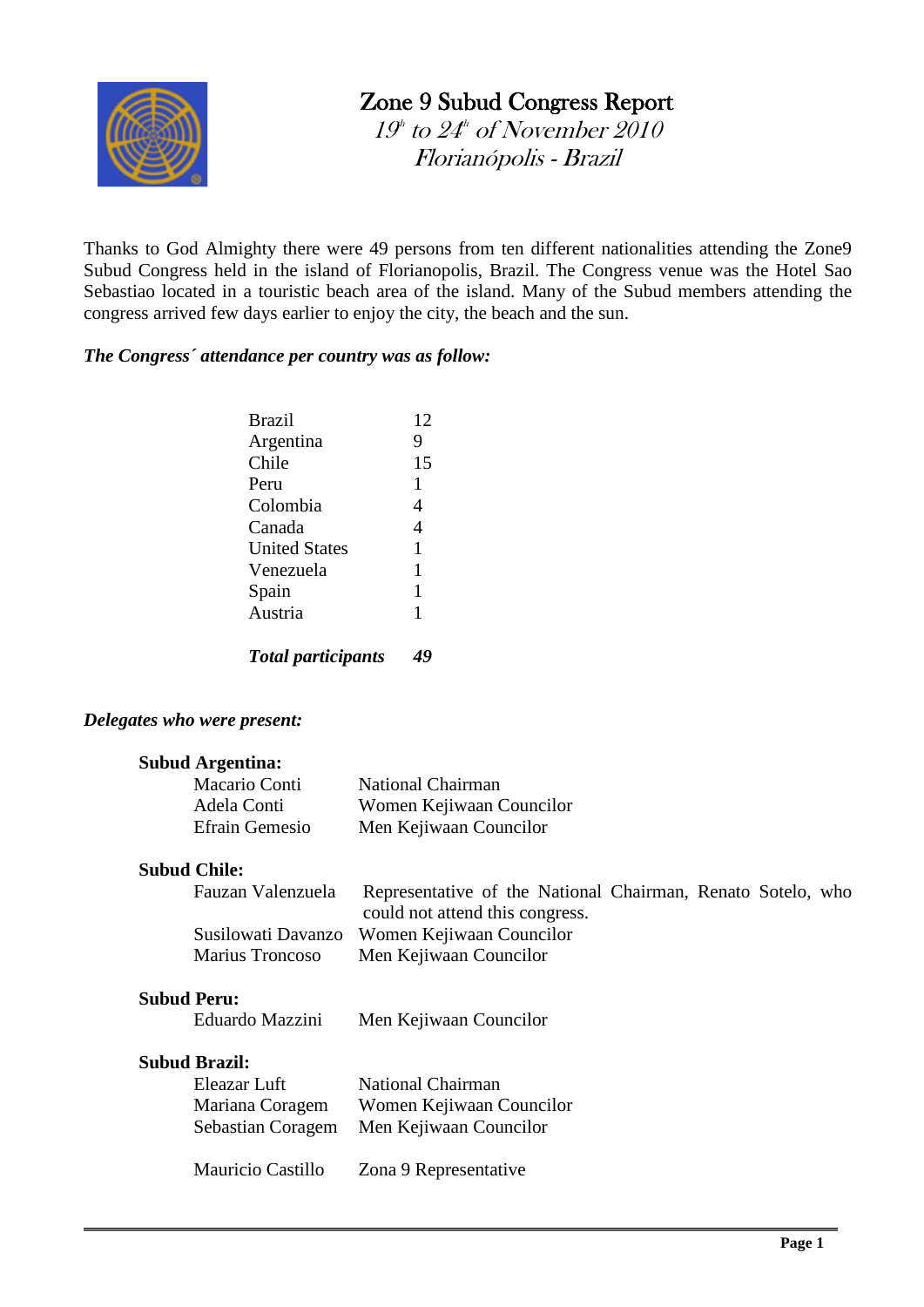# Zone 9 Subud Congress Report

*19th to 24th of November 2010*

*Florianópolis - Brazil*

Thanks to God Almighty there were 49 persons from ten different nationalities attending the Zone9 Subud Congress held in the island of Florianopolis, Brazil. The Congress venue was the Hotel Sao Sebastiao located in a touristic beach area of the island. Many of the Subud members attending the congress arrived few days earlier to enjoy the city, the beach and the sun.

***The Congress´ attendance per country was as follow:***

| Country | Participants |
|---|---|
| Brazil | 12 |
| Argentina | 9 |
| Chile | 15 |
| Peru | 1 |
| Colombia | 4 |
| Canada | 4 |
| United States | 1 |
| Venezuela | 1 |
| Spain | 1 |
| Austria | 1 |
| ***Total participants*** | ***49*** |

***Delegates who were present:***

**Subud Argentina:**

| | |
|---|---|
| Macario Conti | National Chairman |
| Adela Conti | Women Kejiwaan Councilor |
| Efrain Gemesio | Men Kejiwaan Councilor |

**Subud Chile:**

| | |
|---|---|
| Fauzan Valenzuela | Representative of the National Chairman, Renato Sotelo, who could not attend this congress. |
| Susilowati Davanzo | Women Kejiwaan Councilor |
| Marius Troncoso | Men Kejiwaan Councilor |

**Subud Peru:**

| | |
|---|---|
| Eduardo Mazzini | Men Kejiwaan Councilor |

**Subud Brazil:**

| | |
|---|---|
| Eleazar Luft | National Chairman |
| Mariana Coragem | Women Kejiwaan Councilor |
| Sebastian Coragem | Men Kejiwaan Councilor |
| Mauricio Castillo | Zona 9 Representative |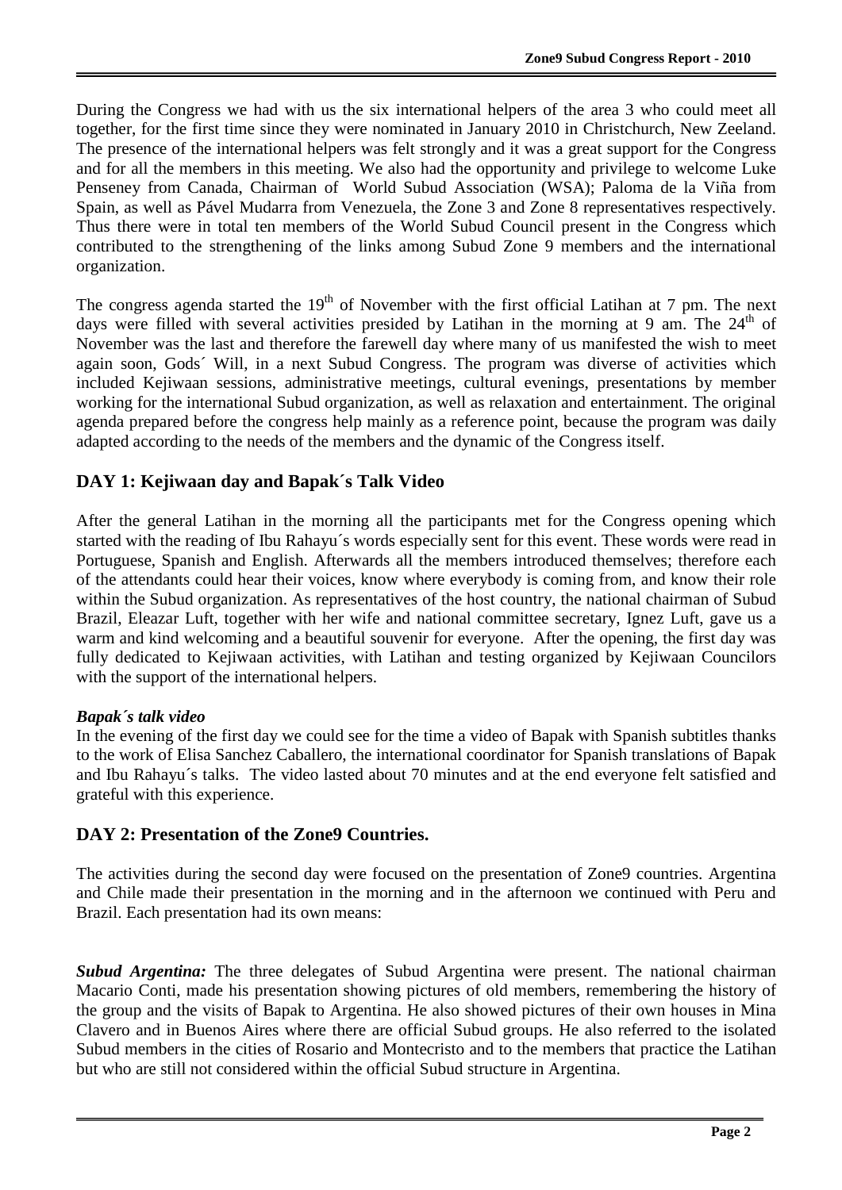During the Congress we had with us the six international helpers of the area 3 who could meet all together, for the first time since they were nominated in January 2010 in Christchurch, New Zeeland. The presence of the international helpers was felt strongly and it was a great support for the Congress and for all the members in this meeting. We also had the opportunity and privilege to welcome Luke Penseney from Canada, Chairman of World Subud Association (WSA); Paloma de la Viña from Spain, as well as Pável Mudarra from Venezuela, the Zone 3 and Zone 8 representatives respectively. Thus there were in total ten members of the World Subud Council present in the Congress which contributed to the strengthening of the links among Subud Zone 9 members and the international organization.

The congress agenda started the 19th of November with the first official Latihan at 7 pm. The next days were filled with several activities presided by Latihan in the morning at 9 am. The 24th of November was the last and therefore the farewell day where many of us manifested the wish to meet again soon, Gods´ Will, in a next Subud Congress. The program was diverse of activities which included Kejiwaan sessions, administrative meetings, cultural evenings, presentations by member working for the international Subud organization, as well as relaxation and entertainment. The original agenda prepared before the congress help mainly as a reference point, because the program was daily adapted according to the needs of the members and the dynamic of the Congress itself.

## DAY 1: Kejiwaan day and Bapak´s Talk Video

After the general Latihan in the morning all the participants met for the Congress opening which started with the reading of Ibu Rahayu´s words especially sent for this event. These words were read in Portuguese, Spanish and English. Afterwards all the members introduced themselves; therefore each of the attendants could hear their voices, know where everybody is coming from, and know their role within the Subud organization. As representatives of the host country, the national chairman of Subud Brazil, Eleazar Luft, together with her wife and national committee secretary, Ignez Luft, gave us a warm and kind welcoming and a beautiful souvenir for everyone. After the opening, the first day was fully dedicated to Kejiwaan activities, with Latihan and testing organized by Kejiwaan Councilors with the support of the international helpers.

***Bapak´s talk video***

In the evening of the first day we could see for the time a video of Bapak with Spanish subtitles thanks to the work of Elisa Sanchez Caballero, the international coordinator for Spanish translations of Bapak and Ibu Rahayu´s talks. The video lasted about 70 minutes and at the end everyone felt satisfied and grateful with this experience.

## DAY 2: Presentation of the Zone9 Countries.

The activities during the second day were focused on the presentation of Zone9 countries. Argentina and Chile made their presentation in the morning and in the afternoon we continued with Peru and Brazil. Each presentation had its own means:

***Subud Argentina:*** The three delegates of Subud Argentina were present. The national chairman Macario Conti, made his presentation showing pictures of old members, remembering the history of the group and the visits of Bapak to Argentina. He also showed pictures of their own houses in Mina Clavero and in Buenos Aires where there are official Subud groups. He also referred to the isolated Subud members in the cities of Rosario and Montecristo and to the members that practice the Latihan but who are still not considered within the official Subud structure in Argentina.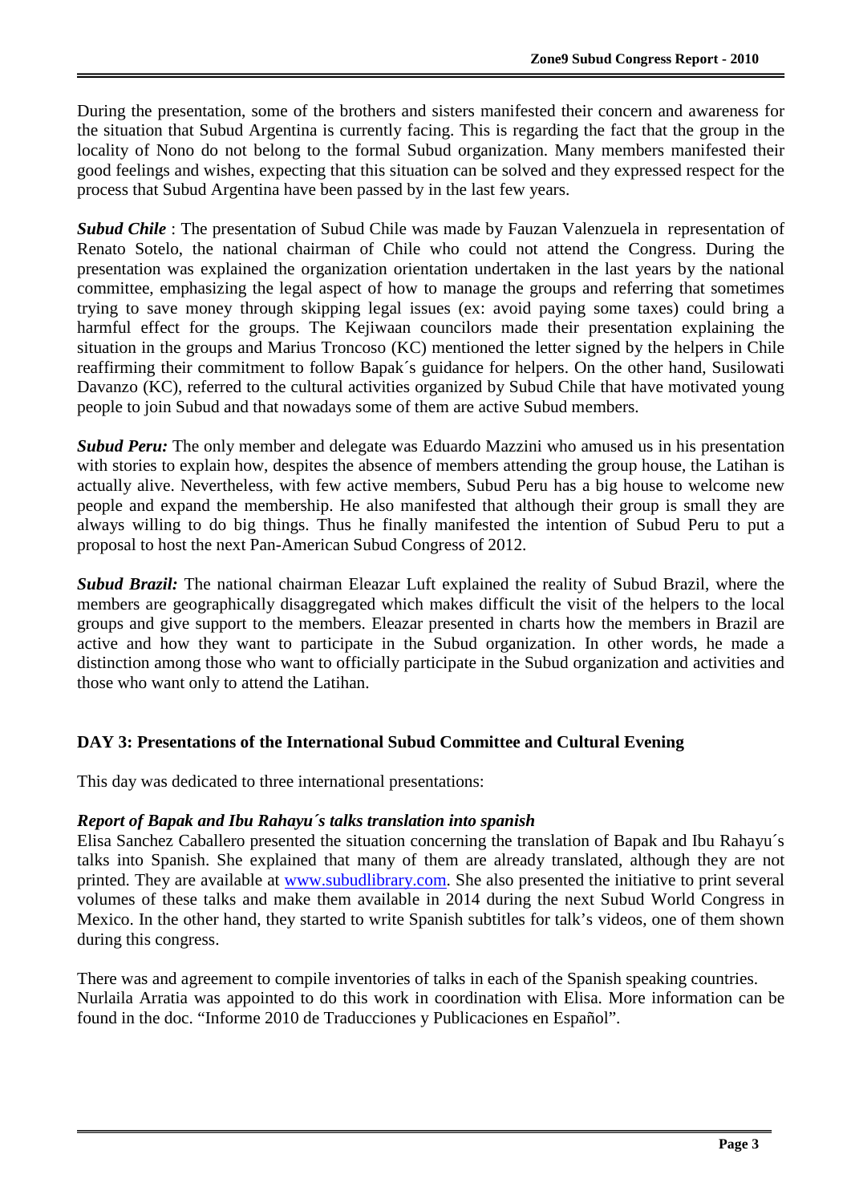During the presentation, some of the brothers and sisters manifested their concern and awareness for the situation that Subud Argentina is currently facing. This is regarding the fact that the group in the locality of Nono do not belong to the formal Subud organization. Many members manifested their good feelings and wishes, expecting that this situation can be solved and they expressed respect for the process that Subud Argentina have been passed by in the last few years.

***Subud Chile*** : The presentation of Subud Chile was made by Fauzan Valenzuela in representation of Renato Sotelo, the national chairman of Chile who could not attend the Congress. During the presentation was explained the organization orientation undertaken in the last years by the national committee, emphasizing the legal aspect of how to manage the groups and referring that sometimes trying to save money through skipping legal issues (ex: avoid paying some taxes) could bring a harmful effect for the groups. The Kejiwaan councilors made their presentation explaining the situation in the groups and Marius Troncoso (KC) mentioned the letter signed by the helpers in Chile reaffirming their commitment to follow Bapak´s guidance for helpers. On the other hand, Susilowati Davanzo (KC), referred to the cultural activities organized by Subud Chile that have motivated young people to join Subud and that nowadays some of them are active Subud members.

***Subud Peru:*** The only member and delegate was Eduardo Mazzini who amused us in his presentation with stories to explain how, despites the absence of members attending the group house, the Latihan is actually alive. Nevertheless, with few active members, Subud Peru has a big house to welcome new people and expand the membership. He also manifested that although their group is small they are always willing to do big things. Thus he finally manifested the intention of Subud Peru to put a proposal to host the next Pan-American Subud Congress of 2012.

***Subud Brazil:*** The national chairman Eleazar Luft explained the reality of Subud Brazil, where the members are geographically disaggregated which makes difficult the visit of the helpers to the local groups and give support to the members. Eleazar presented in charts how the members in Brazil are active and how they want to participate in the Subud organization. In other words, he made a distinction among those who want to officially participate in the Subud organization and activities and those who want only to attend the Latihan.

## DAY 3: Presentations of the International Subud Committee and Cultural Evening

This day was dedicated to three international presentations:

### *Report of Bapak and Ibu Rahayu´s talks translation into spanish*

Elisa Sanchez Caballero presented the situation concerning the translation of Bapak and Ibu Rahayu´s talks into Spanish. She explained that many of them are already translated, although they are not printed. They are available at www.subudlibrary.com. She also presented the initiative to print several volumes of these talks and make them available in 2014 during the next Subud World Congress in Mexico. In the other hand, they started to write Spanish subtitles for talk's videos, one of them shown during this congress.

There was and agreement to compile inventories of talks in each of the Spanish speaking countries. Nurlaila Arratia was appointed to do this work in coordination with Elisa. More information can be found in the doc. "Informe 2010 de Traducciones y Publicaciones en Español".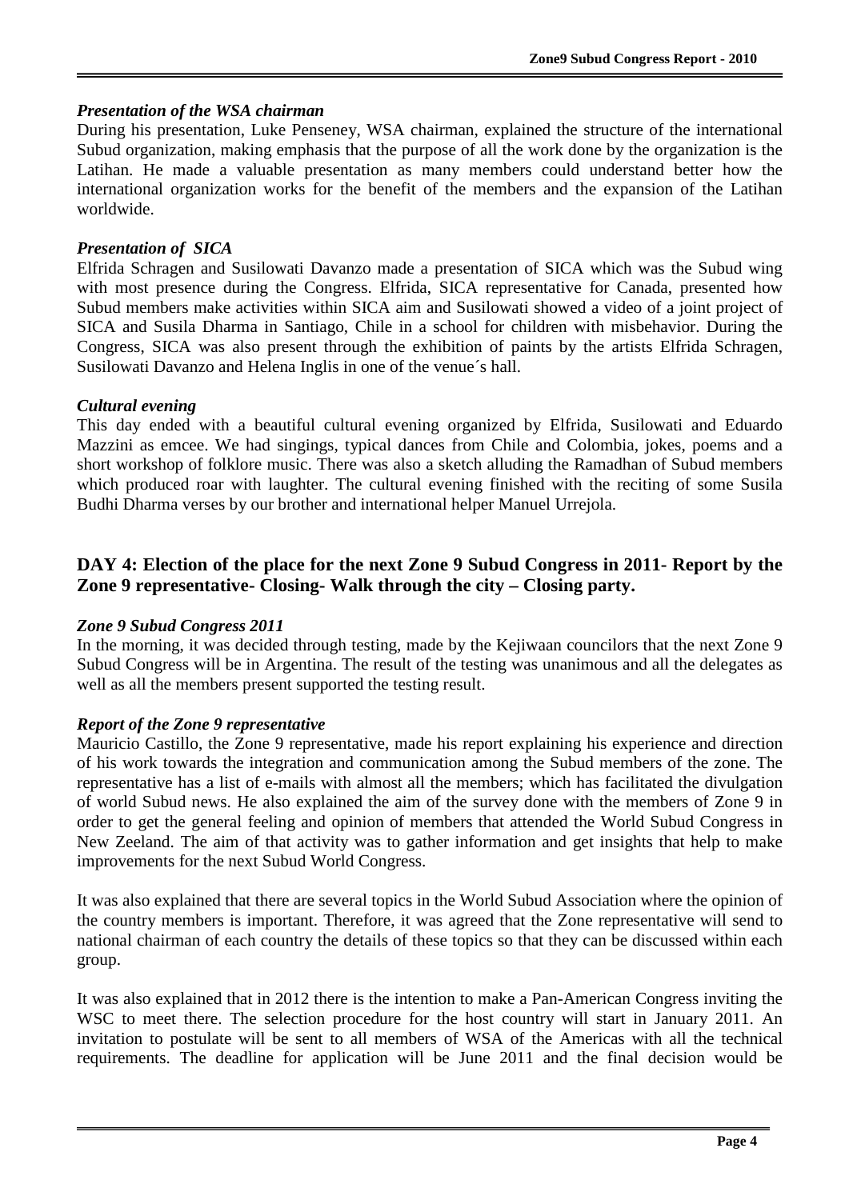### *Presentation of the WSA chairman*

During his presentation, Luke Penseney, WSA chairman, explained the structure of the international Subud organization, making emphasis that the purpose of all the work done by the organization is the Latihan. He made a valuable presentation as many members could understand better how the international organization works for the benefit of the members and the expansion of the Latihan worldwide.

### *Presentation of SICA*

Elfrida Schragen and Susilowati Davanzo made a presentation of SICA which was the Subud wing with most presence during the Congress. Elfrida, SICA representative for Canada, presented how Subud members make activities within SICA aim and Susilowati showed a video of a joint project of SICA and Susila Dharma in Santiago, Chile in a school for children with misbehavior. During the Congress, SICA was also present through the exhibition of paints by the artists Elfrida Schragen, Susilowati Davanzo and Helena Inglis in one of the venue´s hall.

### *Cultural evening*

This day ended with a beautiful cultural evening organized by Elfrida, Susilowati and Eduardo Mazzini as emcee. We had singings, typical dances from Chile and Colombia, jokes, poems and a short workshop of folklore music. There was also a sketch alluding the Ramadhan of Subud members which produced roar with laughter. The cultural evening finished with the reciting of some Susila Budhi Dharma verses by our brother and international helper Manuel Urrejola.

## DAY 4: Election of the place for the next Zone 9 Subud Congress in 2011- Report by the Zone 9 representative- Closing- Walk through the city – Closing party.

### *Zone 9 Subud Congress 2011*

In the morning, it was decided through testing, made by the Kejiwaan councilors that the next Zone 9 Subud Congress will be in Argentina. The result of the testing was unanimous and all the delegates as well as all the members present supported the testing result.

### *Report of the Zone 9 representative*

Mauricio Castillo, the Zone 9 representative, made his report explaining his experience and direction of his work towards the integration and communication among the Subud members of the zone. The representative has a list of e-mails with almost all the members; which has facilitated the divulgation of world Subud news. He also explained the aim of the survey done with the members of Zone 9 in order to get the general feeling and opinion of members that attended the World Subud Congress in New Zeeland. The aim of that activity was to gather information and get insights that help to make improvements for the next Subud World Congress.

It was also explained that there are several topics in the World Subud Association where the opinion of the country members is important. Therefore, it was agreed that the Zone representative will send to national chairman of each country the details of these topics so that they can be discussed within each group.

It was also explained that in 2012 there is the intention to make a Pan-American Congress inviting the WSC to meet there. The selection procedure for the host country will start in January 2011. An invitation to postulate will be sent to all members of WSA of the Americas with all the technical requirements. The deadline for application will be June 2011 and the final decision would be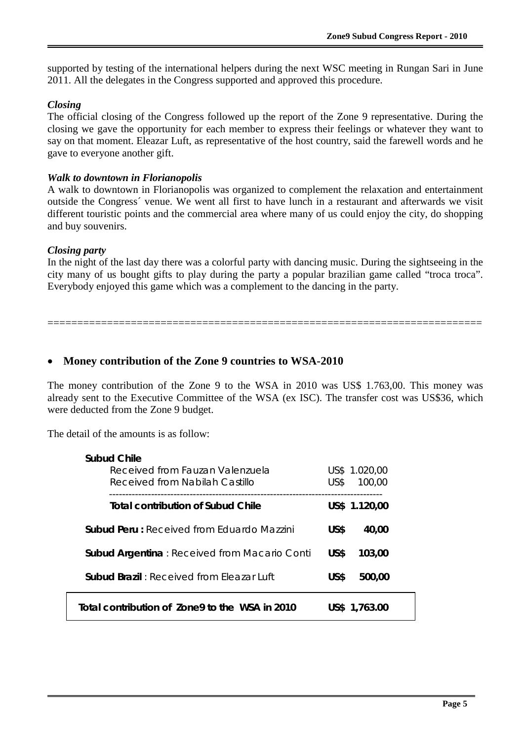supported by testing of the international helpers during the next WSC meeting in Rungan Sari in June 2011. All the delegates in the Congress supported and approved this procedure.

### *Closing*

The official closing of the Congress followed up the report of the Zone 9 representative. During the closing we gave the opportunity for each member to express their feelings or whatever they want to say on that moment. Eleazar Luft, as representative of the host country, said the farewell words and he gave to everyone another gift.

### *Walk to downtown in Florianopolis*

A walk to downtown in Florianopolis was organized to complement the relaxation and entertainment outside the Congress´ venue. We went all first to have lunch in a restaurant and afterwards we visit different touristic points and the commercial area where many of us could enjoy the city, do shopping and buy souvenirs.

### *Closing party*

In the night of the last day there was a colorful party with dancing music. During the sightseeing in the city many of us bought gifts to play during the party a popular brazilian game called "troca troca". Everybody enjoyed this game which was a complement to the dancing in the party.

=========================================================================

- **Money contribution of the Zone 9 countries to WSA-2010**

The money contribution of the Zone 9 to the WSA in 2010 was US$ 1.763,00. This money was already sent to the Executive Committee of the WSA (ex ISC). The transfer cost was US$36, which were deducted from the Zone 9 budget.

The detail of the amounts is as follow:

| | |
|---|---|
| **Subud Chile** | |
| Received from Fauzan Valenzuela | US$ 1.020,00 |
| Received from Nabilah Castillo | US$ 100,00 |
| **Total contribution of Subud Chile** | **US$ 1.120,00** |
| **Subud Peru :** Received from Eduardo Mazzini | **US$ 40,00** |
| **Subud Argentina** : Received from Macario Conti | **US$ 103,00** |
| **Subud Brazil** : Received from Eleazar Luft | **US$ 500,00** |
| **Total contribution of Zone9 to the WSA in 2010** | **US$ 1,763.00** |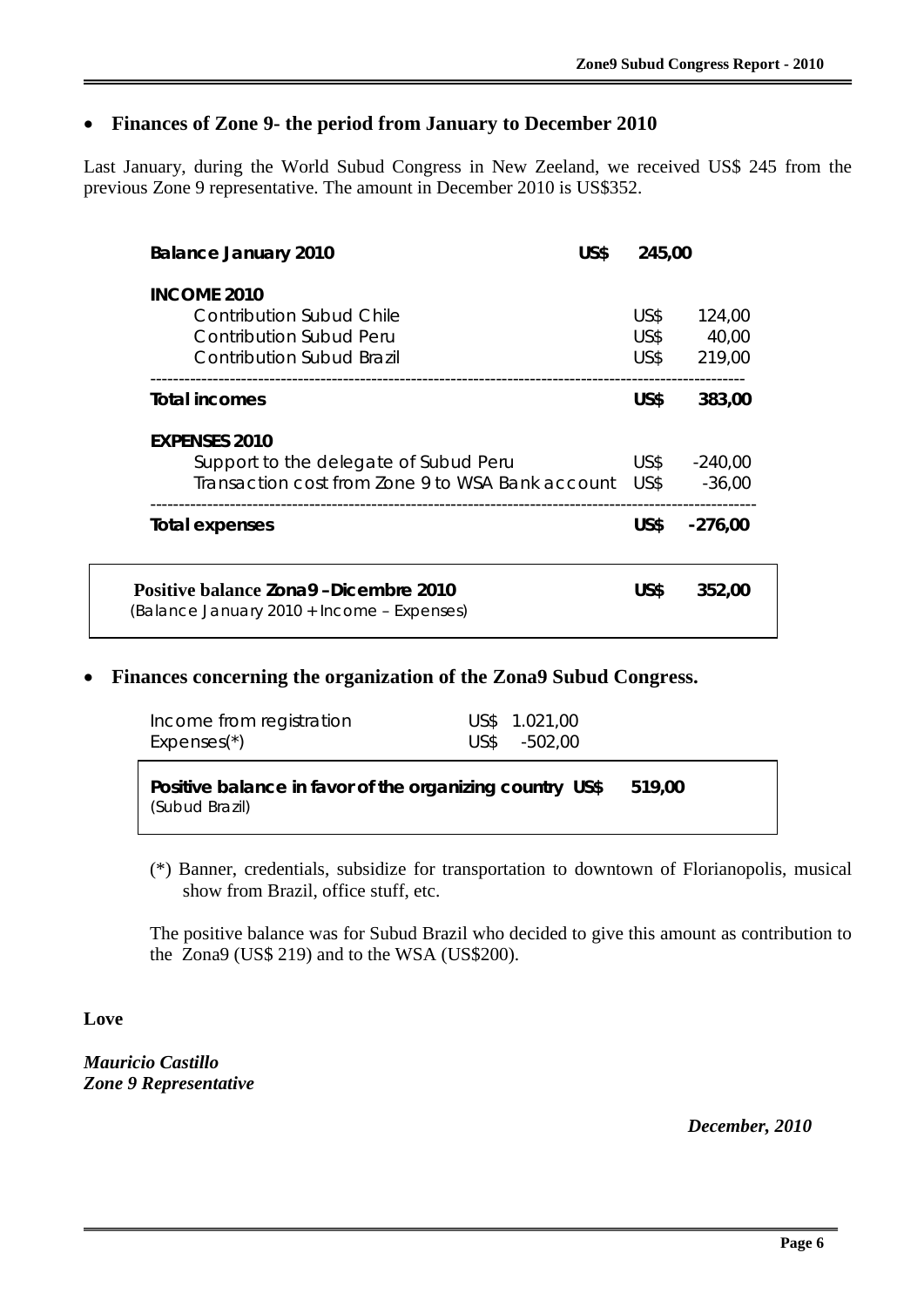- **Finances of Zone 9- the period from January to December 2010**

Last January, during the World Subud Congress in New Zeeland, we received US$ 245 from the previous Zone 9 representative. The amount in December 2010 is US$352.

| | | |
|---|---|---|
| **Balance January 2010** | **US$** | **245,00** |
| **INCOME 2010** | | |
| Contribution Subud Chile | US$ | 124,00 |
| Contribution Subud Peru | US$ | 40,00 |
| Contribution Subud Brazil | US$ | 219,00 |
| **Total incomes** | **US$** | **383,00** |
| **EXPENSES 2010** | | |
| Support to the delegate of Subud Peru | US$ | -240,00 |
| Transaction cost from Zone 9 to WSA Bank account | US$ | -36,00 |
| **Total expenses** | **US$** | **-276,00** |
| **Positive balance Zona9 –Dicembre 2010** (Balance January 2010 + Income – Expenses) | **US$** | **352,00** |

- **Finances concerning the organization of the Zona9 Subud Congress.**

| | | |
|---|---|---|
| Income from registration | US$ | 1.021,00 |
| Expenses(*) | US$ | -502,00 |
| **Positive balance in favor of the organizing country** (Subud Brazil) | **US$** | **519,00** |

(*) Banner, credentials, subsidize for transportation to downtown of Florianopolis, musical show from Brazil, office stuff, etc.

The positive balance was for Subud Brazil who decided to give this amount as contribution to the Zona9 (US$ 219) and to the WSA (US$200).

**Love**

***Mauricio Castillo***
***Zone 9 Representative***

***December, 2010***